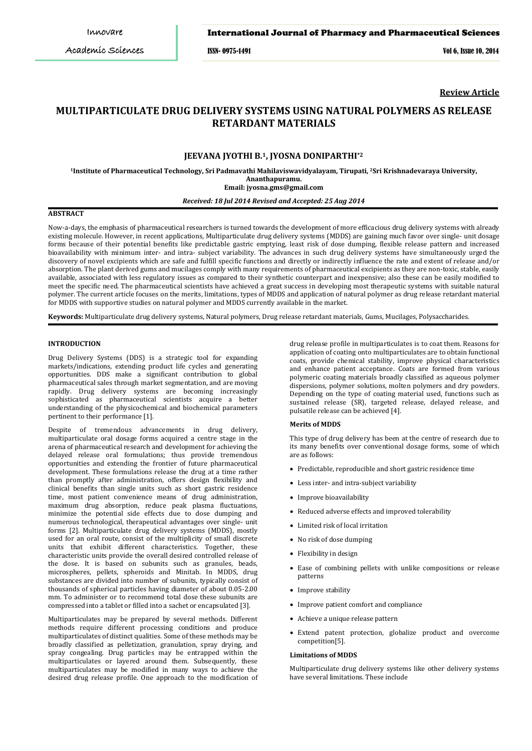**Review Article**

# MULTIPARTICULATE DRUG DELIVERY SYSTEMS USING NATURAL POLYMERS AS RELEASE RETARDANT MATERIALS

## JEEVANA JYOTHI B.[1], JYOSNA DONIPARTHI*[2]

[1]Institute of Pharmaceutical Technology, Sri Padmavathi Mahilaviswavidyalayam, Tirupati, [2]Sri Krishnadevaraya University, Ananthapuramu.
Email: jyosna.gms@gmail.com

*Received: 18 Jul 2014 Revised and Accepted: 25 Aug 2014*

## ABSTRACT

Now-a-days, the emphasis of pharmaceutical researchers is turned towards the development of more efficacious drug delivery systems with already existing molecule. However, in recent applications, Multiparticulate drug delivery systems (MDDS) are gaining much favor over single- unit dosage forms because of their potential benefits like predictable gastric emptying, least risk of dose dumping, flexible release pattern and increased bioavailability with minimum inter- and intra- subject variability. The advances in such drug delivery systems have simultaneously urged the discovery of novel excipients which are safe and fulfill specific functions and directly or indirectly influence the rate and extent of release and/or absorption. The plant derived gums and mucilages comply with many requirements of pharmaceutical excipients as they are non-toxic, stable, easily available, associated with less regulatory issues as compared to their synthetic counterpart and inexpensive; also these can be easily modified to meet the specific need. The pharmaceutical scientists have achieved a great success in developing most therapeutic systems with suitable natural polymer. The current article focuses on the merits, limitations, types of MDDS and application of natural polymer as drug release retardant material for MDDS with supportive studies on natural polymer and MDDS currently available in the market.

**Keywords:** Multiparticulate drug delivery systems, Natural polymers, Drug release retardant materials, Gums, Mucilages, Polysaccharides.

## INTRODUCTION

Drug Delivery Systems (DDS) is a strategic tool for expanding markets/indications, extending product life cycles and generating opportunities. DDS make a significant contribution to global pharmaceutical sales through market segmentation, and are moving rapidly. Drug delivery systems are becoming increasingly sophisticated as pharmaceutical scientists acquire a better understanding of the physicochemical and biochemical parameters pertinent to their performance [1].

Despite of tremendous advancements in drug delivery, multiparticulate oral dosage forms acquired a centre stage in the arena of pharmaceutical research and development for achieving the delayed release oral formulations; thus provide tremendous opportunities and extending the frontier of future pharmaceutical development. These formulations release the drug at a time rather than promptly after administration, offers design flexibility and clinical benefits than single units such as short gastric residence time, most patient convenience means of drug administration, maximum drug absorption, reduce peak plasma fluctuations, minimize the potential side effects due to dose dumping and numerous technological, therapeutical advantages over single- unit forms [2]. Multiparticulate drug delivery systems (MDDS), mostly used for an oral route, consist of the multiplicity of small discrete units that exhibit different characteristics. Together, these characteristic units provide the overall desired controlled release of the dose. It is based on subunits such as granules, beads, microspheres, pellets, spheroids and Minitab. In MDDS, drug substances are divided into number of subunits, typically consist of thousands of spherical particles having diameter of about 0.05-2.00 mm. To administer or to recommend total dose these subunits are compressed into a tablet or filled into a sachet or encapsulated [3].

Multiparticulates may be prepared by several methods. Different methods require different processing conditions and produce multiparticulates of distinct qualities. Some of these methods may be broadly classified as pelletization, granulation, spray drying, and spray congealing. Drug particles may be entrapped within the multiparticulates or layered around them. Subsequently, these multiparticulates may be modified in many ways to achieve the desired drug release profile. One approach to the modification of drug release profile in multiparticulates is to coat them. Reasons for application of coating onto multiparticulates are to obtain functional coats, provide chemical stability, improve physical characteristics and enhance patient acceptance. Coats are formed from various polymeric coating materials broadly classified as aqueous polymer dispersions, polymer solutions, molten polymers and dry powders. Depending on the type of coating material used, functions such as sustained release (SR), targeted release, delayed release, and pulsatile release can be achieved [4].

### Merits of MDDS

This type of drug delivery has been at the centre of research due to its many benefits over conventional dosage forms, some of which are as follows:

- Predictable, reproducible and short gastric residence time
- Less inter- and intra-subject variability
- Improve bioavailability
- Reduced adverse effects and improved tolerability
- Limited risk of local irritation
- No risk of dose dumping
- Flexibility in design
- Ease of combining pellets with unlike compositions or release patterns
- Improve stability
- Improve patient comfort and compliance
- Achieve a unique release pattern
- Extend patent protection, globalize product and overcome competition[5].

### Limitations of MDDS

Multiparticulate drug delivery systems like other delivery systems have several limitations. These include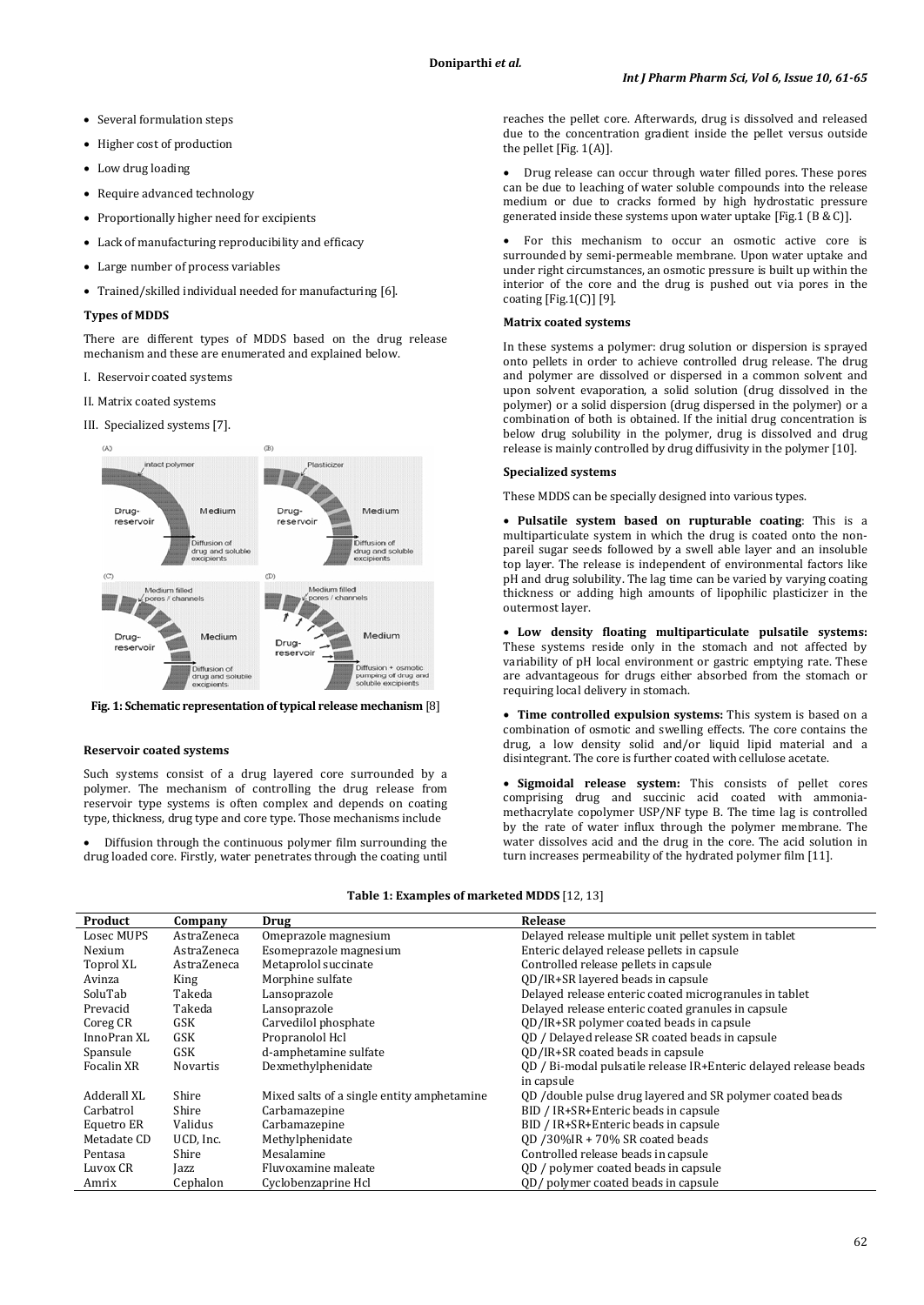- Several formulation steps
- Higher cost of production
- Low drug loading
- Require advanced technology
- Proportionally higher need for excipients
- Lack of manufacturing reproducibility and efficacy
- Large number of process variables
- Trained/skilled individual needed for manufacturing [6].

### Types of MDDS

There are different types of MDDS based on the drug release mechanism and these are enumerated and explained below.

I. Reservoir coated systems

II. Matrix coated systems

III. Specialized systems [7].

**Fig. 1: Schematic representation of typical release mechanism** [8]

### Reservoir coated systems

Such systems consist of a drug layered core surrounded by a polymer. The mechanism of controlling the drug release from reservoir type systems is often complex and depends on coating type, thickness, drug type and core type. Those mechanisms include

- Diffusion through the continuous polymer film surrounding the drug loaded core. Firstly, water penetrates through the coating until reaches the pellet core. Afterwards, drug is dissolved and released due to the concentration gradient inside the pellet versus outside the pellet [Fig. 1(A)].
- Drug release can occur through water filled pores. These pores can be due to leaching of water soluble compounds into the release medium or due to cracks formed by high hydrostatic pressure generated inside these systems upon water uptake [Fig.1 (B & C)].
- For this mechanism to occur an osmotic active core is surrounded by semi-permeable membrane. Upon water uptake and under right circumstances, an osmotic pressure is built up within the interior of the core and the drug is pushed out via pores in the coating [Fig.1(C)] [9].

### Matrix coated systems

In these systems a polymer: drug solution or dispersion is sprayed onto pellets in order to achieve controlled drug release. The drug and polymer are dissolved or dispersed in a common solvent and upon solvent evaporation, a solid solution (drug dissolved in the polymer) or a solid dispersion (drug dispersed in the polymer) or a combination of both is obtained. If the initial drug concentration is below drug solubility in the polymer, drug is dissolved and drug release is mainly controlled by drug diffusivity in the polymer [10].

### Specialized systems

These MDDS can be specially designed into various types.

- **Pulsatile system based on rupturable coating**: This is a multiparticulate system in which the drug is coated onto the non-pareil sugar seeds followed by a swell able layer and an insoluble top layer. The release is independent of environmental factors like pH and drug solubility. The lag time can be varied by varying coating thickness or adding high amounts of lipophilic plasticizer in the outermost layer.
- **Low density floating multiparticulate pulsatile systems:** These systems reside only in the stomach and not affected by variability of pH local environment or gastric emptying rate. These are advantageous for drugs either absorbed from the stomach or requiring local delivery in stomach.
- **Time controlled expulsion systems:** This system is based on a combination of osmotic and swelling effects. The core contains the drug, a low density solid and/or liquid lipid material and a disintegrant. The core is further coated with cellulose acetate.
- **Sigmoidal release system:** This consists of pellet cores comprising drug and succinic acid coated with ammonia-methacrylate copolymer USP/NF type B. The time lag is controlled by the rate of water influx through the polymer membrane. The water dissolves acid and the drug in the core. The acid solution in turn increases permeability of the hydrated polymer film [11].

**Table 1: Examples of marketed MDDS** [12, 13]

| Product | Company | Drug | Release |
|---|---|---|---|
| Losec MUPS | AstraZeneca | Omeprazole magnesium | Delayed release multiple unit pellet system in tablet |
| Nexium | AstraZeneca | Esomeprazole magnesium | Enteric delayed release pellets in capsule |
| Toprol XL | AstraZeneca | Metaprolol succinate | Controlled release pellets in capsule |
| Avinza | King | Morphine sulfate | QD/IR+SR layered beads in capsule |
| SoluTab | Takeda | Lansoprazole | Delayed release enteric coated microgranules in tablet |
| Prevacid | Takeda | Lansoprazole | Delayed release enteric coated granules in capsule |
| Coreg CR | GSK | Carvedilol phosphate | QD/IR+SR polymer coated beads in capsule |
| InnoPran XL | GSK | Propranolol Hcl | QD / Delayed release SR coated beads in capsule |
| Spansule | GSK | d-amphetamine sulfate | QD/IR+SR coated beads in capsule |
| Focalin XR | Novartis | Dexmethylphenidate | QD / Bi-modal pulsatile release IR+Enteric delayed release beads in capsule |
| Adderall XL | Shire | Mixed salts of a single entity amphetamine | QD /double pulse drug layered and SR polymer coated beads |
| Carbatrol | Shire | Carbamazepine | BID / IR+SR+Enteric beads in capsule |
| Equetro ER | Validus | Carbamazepine | BID / IR+SR+Enteric beads in capsule |
| Metadate CD | UCD, Inc. | Methylphenidate | QD /30%IR + 70% SR coated beads |
| Pentasa | Shire | Mesalamine | Controlled release beads in capsule |
| Luvox CR | Jazz | Fluvoxamine maleate | QD / polymer coated beads in capsule |
| Amrix | Cephalon | Cyclobenzaprine Hcl | QD/ polymer coated beads in capsule |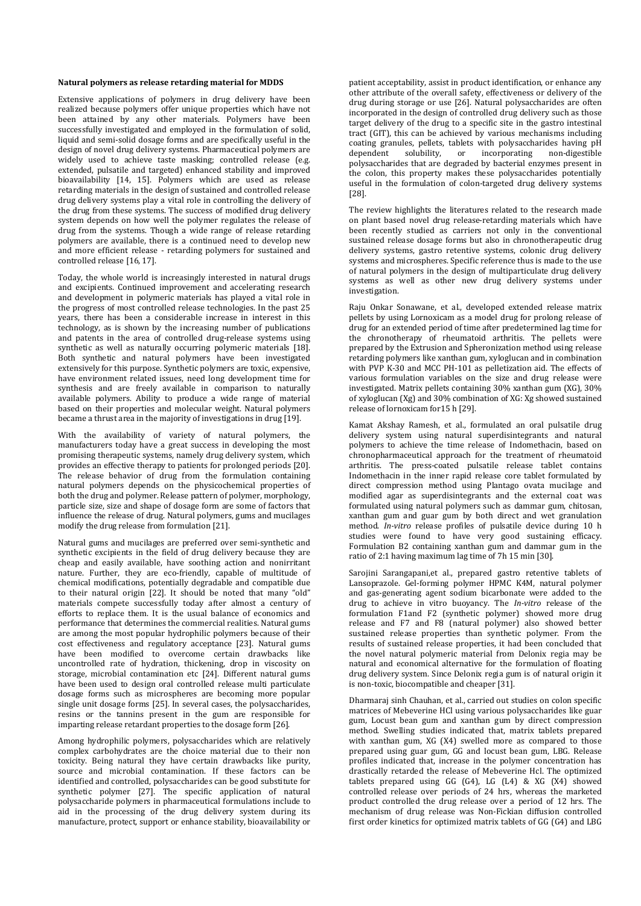**Natural polymers as release retarding material for MDDS**

Extensive applications of polymers in drug delivery have been realized because polymers offer unique properties which have not been attained by any other materials. Polymers have been successfully investigated and employed in the formulation of solid, liquid and semi-solid dosage forms and are specifically useful in the design of novel drug delivery systems. Pharmaceutical polymers are widely used to achieve taste masking; controlled release (e.g. extended, pulsatile and targeted) enhanced stability and improved bioavailability [14, 15]. Polymers which are used as release retarding materials in the design of sustained and controlled release drug delivery systems play a vital role in controlling the delivery of the drug from these systems. The success of modified drug delivery system depends on how well the polymer regulates the release of drug from the systems. Though a wide range of release retarding polymers are available, there is a continued need to develop new and more efficient release - retarding polymers for sustained and controlled release [16, 17].

Today, the whole world is increasingly interested in natural drugs and excipients. Continued improvement and accelerating research and development in polymeric materials has played a vital role in the progress of most controlled release technologies. In the past 25 years, there has been a considerable increase in interest in this technology, as is shown by the increasing number of publications and patents in the area of controlled drug-release systems using synthetic as well as naturally occurring polymeric materials [18]. Both synthetic and natural polymers have been investigated extensively for this purpose. Synthetic polymers are toxic, expensive, have environment related issues, need long development time for synthesis and are freely available in comparison to naturally available polymers. Ability to produce a wide range of material based on their properties and molecular weight. Natural polymers became a thrust area in the majority of investigations in drug [19].

With the availability of variety of natural polymers, the manufacturers today have a great success in developing the most promising therapeutic systems, namely drug delivery system, which provides an effective therapy to patients for prolonged periods [20]. The release behavior of drug from the formulation containing natural polymers depends on the physicochemical properties of both the drug and polymer. Release pattern of polymer, morphology, particle size, size and shape of dosage form are some of factors that influence the release of drug. Natural polymers, gums and mucilages modify the drug release from formulation [21].

Natural gums and mucilages are preferred over semi-synthetic and synthetic excipients in the field of drug delivery because they are cheap and easily available, have soothing action and nonirritant nature. Further, they are eco-friendly, capable of multitude of chemical modifications, potentially degradable and compatible due to their natural origin [22]. It should be noted that many "old" materials compete successfully today after almost a century of efforts to replace them. It is the usual balance of economics and performance that determines the commercial realities. Natural gums are among the most popular hydrophilic polymers because of their cost effectiveness and regulatory acceptance [23]. Natural gums have been modified to overcome certain drawbacks like uncontrolled rate of hydration, thickening, drop in viscosity on storage, microbial contamination etc [24]. Different natural gums have been used to design oral controlled release multi particulate dosage forms such as microspheres are becoming more popular single unit dosage forms [25]. In several cases, the polysaccharides, resins or the tannins present in the gum are responsible for imparting release retardant properties to the dosage form [26].

Among hydrophilic polymers, polysaccharides which are relatively complex carbohydrates are the choice material due to their non toxicity. Being natural they have certain drawbacks like purity, source and microbial contamination. If these factors can be identified and controlled, polysaccharides can be good substitute for synthetic polymer [27]. The specific application of natural polysaccharide polymers in pharmaceutical formulations include to aid in the processing of the drug delivery system during its manufacture, protect, support or enhance stability, bioavailability or patient acceptability, assist in product identification, or enhance any other attribute of the overall safety, effectiveness or delivery of the drug during storage or use [26]. Natural polysaccharides are often incorporated in the design of controlled drug delivery such as those target delivery of the drug to a specific site in the gastro intestinal tract (GIT), this can be achieved by various mechanisms including coating granules, pellets, tablets with polysaccharides having pH dependent solubility, or incorporating non-digestible polysaccharides that are degraded by bacterial enzymes present in the colon, this property makes these polysaccharides potentially useful in the formulation of colon-targeted drug delivery systems [28].

The review highlights the literatures related to the research made on plant based novel drug release-retarding materials which have been recently studied as carriers not only in the conventional sustained release dosage forms but also in chronotherapeutic drug delivery systems, gastro retentive systems, colonic drug delivery systems and microspheres. Specific reference thus is made to the use of natural polymers in the design of multiparticulate drug delivery systems as well as other new drug delivery systems under investigation.

Raju Onkar Sonawane, et al., developed extended release matrix pellets by using Lornoxicam as a model drug for prolong release of drug for an extended period of time after predetermined lag time for the chronotherapy of rheumatoid arthritis. The pellets were prepared by the Extrusion and Spheronization method using release retarding polymers like xanthan gum, xyloglucan and in combination with PVP K-30 and MCC PH-101 as pelletization aid. The effects of various formulation variables on the size and drug release were investigated. Matrix pellets containing 30% xanthan gum (XG), 30% of xyloglucan (Xg) and 30% combination of XG: Xg showed sustained release of lornoxicam for15 h [29].

Kamat Akshay Ramesh, et al., formulated an oral pulsatile drug delivery system using natural superdisintegrants and natural polymers to achieve the time release of Indomethacin, based on chronopharmaceutical approach for the treatment of rheumatoid arthritis. The press-coated pulsatile release tablet contains Indomethacin in the inner rapid release core tablet formulated by direct compression method using Plantago ovata mucilage and modified agar as superdisintegrants and the external coat was formulated using natural polymers such as dammar gum, chitosan, xanthan gum and guar gum by both direct and wet granulation method. *In-vitro* release profiles of pulsatile device during 10 h studies were found to have very good sustaining efficacy. Formulation B2 containing xanthan gum and dammar gum in the ratio of 2:1 having maximum lag time of 7h 15 min [30].

Sarojini Sarangapani,et al., prepared gastro retentive tablets of Lansoprazole. Gel-forming polymer HPMC K4M, natural polymer and gas-generating agent sodium bicarbonate were added to the drug to achieve in vitro buoyancy. The *In-vitro* release of the formulation F1and F2 (synthetic polymer) showed more drug release and F7 and F8 (natural polymer) also showed better sustained release properties than synthetic polymer. From the results of sustained release properties, it had been concluded that the novel natural polymeric material from Delonix regia may be natural and economical alternative for the formulation of floating drug delivery system. Since Delonix regia gum is of natural origin it is non-toxic, biocompatible and cheaper [31].

Dharmaraj sinh Chauhan, et al., carried out studies on colon specific matrices of Mebeverine HCl using various polysaccharides like guar gum, Locust bean gum and xanthan gum by direct compression method. Swelling studies indicated that, matrix tablets prepared with xanthan gum, XG (X4) swelled more as compared to those prepared using guar gum, GG and locust bean gum, LBG. Release profiles indicated that, increase in the polymer concentration has drastically retarded the release of Mebeverine Hcl. The optimized tablets prepared using GG (G4), LG (L4) & XG (X4) showed controlled release over periods of 24 hrs, whereas the marketed product controlled the drug release over a period of 12 hrs. The mechanism of drug release was Non-Fickian diffusion controlled first order kinetics for optimized matrix tablets of GG (G4) and LBG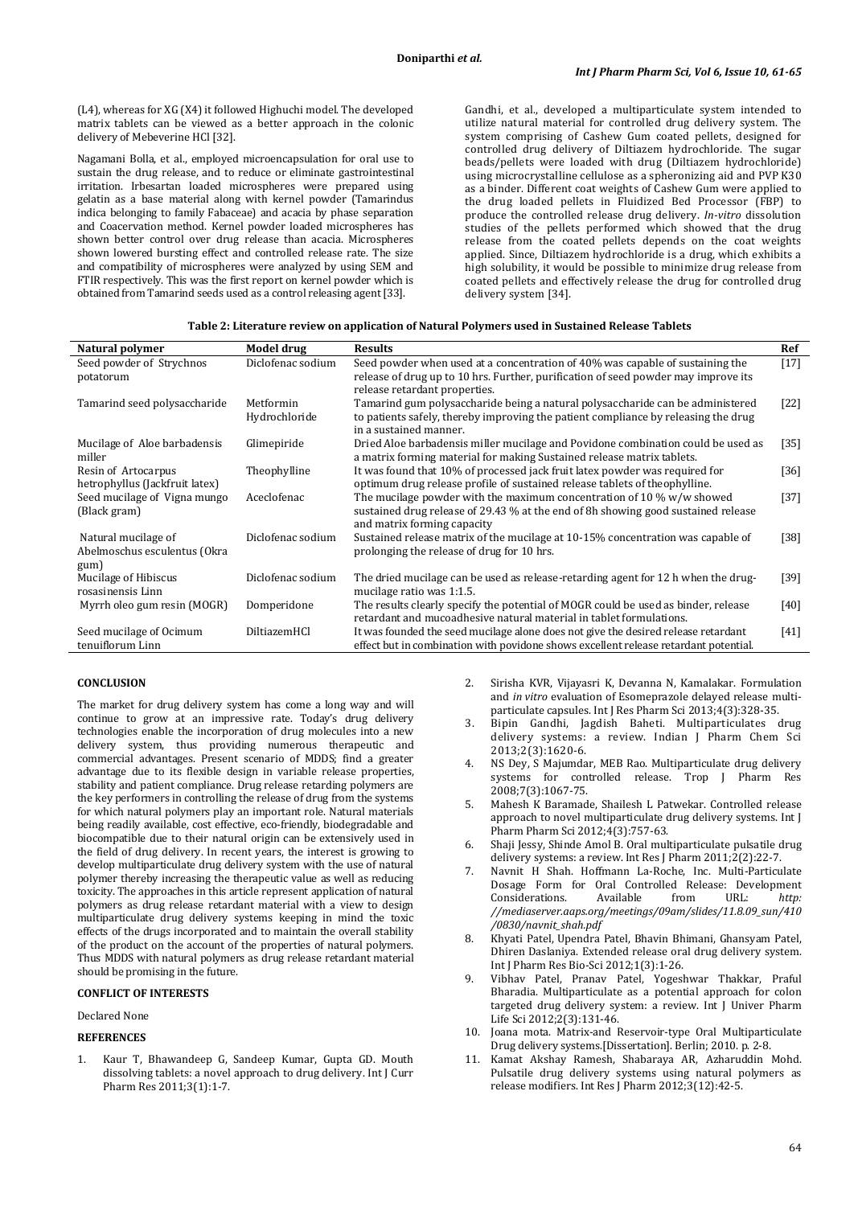(L4), whereas for XG (X4) it followed Highuchi model. The developed matrix tablets can be viewed as a better approach in the colonic delivery of Mebeverine HCl [32].

Nagamani Bolla, et al., employed microencapsulation for oral use to sustain the drug release, and to reduce or eliminate gastrointestinal irritation. Irbesartan loaded microspheres were prepared using gelatin as a base material along with kernel powder (Tamarindus indica belonging to family Fabaceae) and acacia by phase separation and Coacervation method. Kernel powder loaded microspheres has shown better control over drug release than acacia. Microspheres shown lowered bursting effect and controlled release rate. The size and compatibility of microspheres were analyzed by using SEM and FTIR respectively. This was the first report on kernel powder which is obtained from Tamarind seeds used as a control releasing agent [33].

Gandhi, et al., developed a multiparticulate system intended to utilize natural material for controlled drug delivery system. The system comprising of Cashew Gum coated pellets, designed for controlled drug delivery of Diltiazem hydrochloride. The sugar beads/pellets were loaded with drug (Diltiazem hydrochloride) using microcrystalline cellulose as a spheronizing aid and PVP K30 as a binder. Different coat weights of Cashew Gum were applied to the drug loaded pellets in Fluidized Bed Processor (FBP) to produce the controlled release drug delivery. *In-vitro* dissolution studies of the pellets performed which showed that the drug release from the coated pellets depends on the coat weights applied. Since, Diltiazem hydrochloride is a drug, which exhibits a high solubility, it would be possible to minimize drug release from coated pellets and effectively release the drug for controlled drug delivery system [34].

**Table 2: Literature review on application of Natural Polymers used in Sustained Release Tablets**

| Natural polymer | Model drug | Results | Ref |
|---|---|---|---|
| Seed powder of Strychnos potatorum | Diclofenac sodium | Seed powder when used at a concentration of 40% was capable of sustaining the release of drug up to 10 hrs. Further, purification of seed powder may improve its release retardant properties. | [17] |
| Tamarind seed polysaccharide | Metformin Hydrochloride | Tamarind gum polysaccharide being a natural polysaccharide can be administered to patients safely, thereby improving the patient compliance by releasing the drug in a sustained manner. | [22] |
| Mucilage of Aloe barbadensis miller | Glimepiride | Dried Aloe barbadensis miller mucilage and Povidone combination could be used as a matrix forming material for making Sustained release matrix tablets. | [35] |
| Resin of Artocarpus hetrophyllus (Jackfruit latex) | Theophylline | It was found that 10% of processed jack fruit latex powder was required for optimum drug release profile of sustained release tablets of theophylline. | [36] |
| Seed mucilage of Vigna mungo (Black gram) | Aceclofenac | The mucilage powder with the maximum concentration of 10 % w/w showed sustained drug release of 29.43 % at the end of 8h showing good sustained release and matrix forming capacity | [37] |
| Natural mucilage of Abelmoschus esculentus (Okra gum) | Diclofenac sodium | Sustained release matrix of the mucilage at 10-15% concentration was capable of prolonging the release of drug for 10 hrs. | [38] |
| Mucilage of Hibiscus rosasinensis Linn | Diclofenac sodium | The dried mucilage can be used as release-retarding agent for 12 h when the drug-mucilage ratio was 1:1.5. | [39] |
| Myrrh oleo gum resin (MOGR) | Domperidone | The results clearly specify the potential of MOGR could be used as binder, release retardant and mucoadhesive natural material in tablet formulations. | [40] |
| Seed mucilage of Ocimum tenuiflorum Linn | DiltiazemHCl | It was founded the seed mucilage alone does not give the desired release retardant effect but in combination with povidone shows excellent release retardant potential. | [41] |

## CONCLUSION

The market for drug delivery system has come a long way and will continue to grow at an impressive rate. Today's drug delivery technologies enable the incorporation of drug molecules into a new delivery system, thus providing numerous therapeutic and commercial advantages. Present scenario of MDDS; find a greater advantage due to its flexible design in variable release properties, stability and patient compliance. Drug release retarding polymers are the key performers in controlling the release of drug from the systems for which natural polymers play an important role. Natural materials being readily available, cost effective, eco-friendly, biodegradable and biocompatible due to their natural origin can be extensively used in the field of drug delivery. In recent years, the interest is growing to develop multiparticulate drug delivery system with the use of natural polymer thereby increasing the therapeutic value as well as reducing toxicity. The approaches in this article represent application of natural polymers as drug release retardant material with a view to design multiparticulate drug delivery systems keeping in mind the toxic effects of the drugs incorporated and to maintain the overall stability of the product on the account of the properties of natural polymers. Thus MDDS with natural polymers as drug release retardant material should be promising in the future.

## CONFLICT OF INTERESTS

Declared None

## REFERENCES

1. Kaur T, Bhawandeep G, Sandeep Kumar, Gupta GD. Mouth dissolving tablets: a novel approach to drug delivery. Int J Curr Pharm Res 2011;3(1):1-7.
2. Sirisha KVR, Vijayasri K, Devanna N, Kamalakar. Formulation and *in vitro* evaluation of Esomeprazole delayed release multi-particulate capsules. Int J Res Pharm Sci 2013;4(3):328-35.
3. Bipin Gandhi, Jagdish Baheti. Multiparticulates drug delivery systems: a review. Indian J Pharm Chem Sci 2013;2(3):1620-6.
4. NS Dey, S Majumdar, MEB Rao. Multiparticulate drug delivery systems for controlled release. Trop J Pharm Res 2008;7(3):1067-75.
5. Mahesh K Baramade, Shailesh L Patwekar. Controlled release approach to novel multiparticulate drug delivery systems. Int J Pharm Pharm Sci 2012;4(3):757-63.
6. Shaji Jessy, Shinde Amol B. Oral multiparticulate pulsatile drug delivery systems: a review. Int Res J Pharm 2011;2(2):22-7.
7. Navnit H Shah. Hoffmann La-Roche, Inc. Multi-Particulate Dosage Form for Oral Controlled Release: Development Considerations. Available from URL: *http://mediaserver.aaps.org/meetings/09am/slides/11.8.09_sun/410/0830/navnit_shah.pdf*
8. Khyati Patel, Upendra Patel, Bhavin Bhimani, Ghansyam Patel, Dhiren Daslaniya. Extended release oral drug delivery system. Int J Pharm Res Bio-Sci 2012;1(3):1-26.
9. Vibhav Patel, Pranav Patel, Yogeshwar Thakkar, Praful Bharadia. Multiparticulate as a potential approach for colon targeted drug delivery system: a review. Int J Univer Pharm Life Sci 2012;2(3):131-46.
10. Joana mota. Matrix-and Reservoir-type Oral Multiparticulate Drug delivery systems.[Dissertation]. Berlin; 2010. p. 2-8.
11. Kamat Akshay Ramesh, Shabaraya AR, Azharuddin Mohd. Pulsatile drug delivery systems using natural polymers as release modifiers. Int Res J Pharm 2012;3(12):42-5.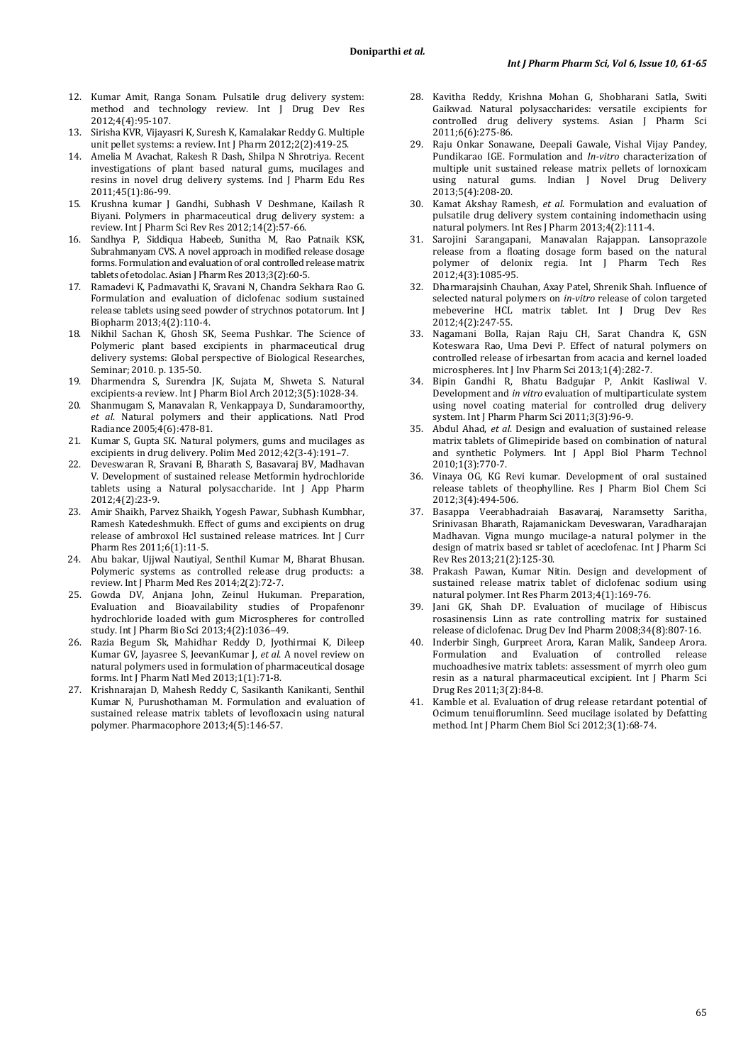12. Kumar Amit, Ranga Sonam. Pulsatile drug delivery system: method and technology review. Int J Drug Dev Res 2012;4(4):95-107.
13. Sirisha KVR, Vijayasri K, Suresh K, Kamalakar Reddy G. Multiple unit pellet systems: a review. Int J Pharm 2012;2(2):419-25.
14. Amelia M Avachat, Rakesh R Dash, Shilpa N Shrotriya. Recent investigations of plant based natural gums, mucilages and resins in novel drug delivery systems. Ind J Pharm Edu Res 2011;45(1):86-99.
15. Krushna kumar J Gandhi, Subhash V Deshmane, Kailash R Biyani. Polymers in pharmaceutical drug delivery system: a review. Int J Pharm Sci Rev Res 2012;14(2):57-66.
16. Sandhya P, Siddiqua Habeeb, Sunitha M, Rao Patnaik KSK, Subrahmanyam CVS. A novel approach in modified release dosage forms. Formulation and evaluation of oral controlled release matrix tablets of etodolac. Asian J Pharm Res 2013;3(2):60-5.
17. Ramadevi K, Padmavathi K, Sravani N, Chandra Sekhara Rao G. Formulation and evaluation of diclofenac sodium sustained release tablets using seed powder of strychnos potatorum. Int J Biopharm 2013;4(2):110-4.
18. Nikhil Sachan K, Ghosh SK, Seema Pushkar. The Science of Polymeric plant based excipients in pharmaceutical drug delivery systems: Global perspective of Biological Researches, Seminar; 2010. p. 135-50.
19. Dharmendra S, Surendra JK, Sujata M, Shweta S. Natural excipients-a review. Int J Pharm Biol Arch 2012;3(5):1028-34.
20. Shanmugam S, Manavalan R, Venkappaya D, Sundaramoorthy, *et al*. Natural polymers and their applications. Natl Prod Radiance 2005;4(6):478-81.
21. Kumar S, Gupta SK. Natural polymers, gums and mucilages as excipients in drug delivery. Polim Med 2012;42(3-4):191–7.
22. Deveswaran R, Sravani B, Bharath S, Basavaraj BV, Madhavan V. Development of sustained release Metformin hydrochloride tablets using a Natural polysaccharide. Int J App Pharm 2012;4(2):23-9.
23. Amir Shaikh, Parvez Shaikh, Yogesh Pawar, Subhash Kumbhar, Ramesh Katedeshmukh. Effect of gums and excipients on drug release of ambroxol Hcl sustained release matrices. Int J Curr Pharm Res 2011;6(1):11-5.
24. Abu bakar, Ujjwal Nautiyal, Senthil Kumar M, Bharat Bhusan. Polymeric systems as controlled release drug products: a review. Int J Pharm Med Res 2014;2(2):72-7.
25. Gowda DV, Anjana John, Zeinul Hukuman. Preparation, Evaluation and Bioavailability studies of Propafenonr hydrochloride loaded with gum Microspheres for controlled study. Int J Pharm Bio Sci 2013;4(2):1036–49.
26. Razia Begum Sk, Mahidhar Reddy D, Jyothirmai K, Dileep Kumar GV, Jayasree S, JeevanKumar J, *et al*. A novel review on natural polymers used in formulation of pharmaceutical dosage forms. Int J Pharm Natl Med 2013;1(1):71-8.
27. Krishnarajan D, Mahesh Reddy C, Sasikanth Kanikanti, Senthil Kumar N, Purushothaman M. Formulation and evaluation of sustained release matrix tablets of levofloxacin using natural polymer. Pharmacophore 2013;4(5):146-57.
28. Kavitha Reddy, Krishna Mohan G, Shobharani Satla, Switi Gaikwad. Natural polysaccharides: versatile excipients for controlled drug delivery systems. Asian J Pharm Sci 2011;6(6):275-86.
29. Raju Onkar Sonawane, Deepali Gawale, Vishal Vijay Pandey, Pundikarao IGE. Formulation and *In-vitro* characterization of multiple unit sustained release matrix pellets of lornoxicam using natural gums. Indian J Novel Drug Delivery 2013;5(4):208-20.
30. Kamat Akshay Ramesh, *et al*. Formulation and evaluation of pulsatile drug delivery system containing indomethacin using natural polymers. Int Res J Pharm 2013;4(2):111-4.
31. Sarojini Sarangapani, Manavalan Rajappan. Lansoprazole release from a floating dosage form based on the natural polymer of delonix regia. Int J Pharm Tech Res 2012;4(3):1085-95.
32. Dharmarajsinh Chauhan, Axay Patel, Shrenik Shah. Influence of selected natural polymers on *in-vitro* release of colon targeted mebeverine HCL matrix tablet. Int J Drug Dev Res 2012;4(2):247-55.
33. Nagamani Bolla, Rajan Raju CH, Sarat Chandra K, GSN Koteswara Rao, Uma Devi P. Effect of natural polymers on controlled release of irbesartan from acacia and kernel loaded microspheres. Int J Inv Pharm Sci 2013;1(4):282-7.
34. Bipin Gandhi R, Bhatu Badgujar P, Ankit Kasliwal V. Development and *in vitro* evaluation of multiparticulate system using novel coating material for controlled drug delivery system. Int J Pharm Pharm Sci 2011;3(3):96-9.
35. Abdul Ahad, *et al*. Design and evaluation of sustained release matrix tablets of Glimepiride based on combination of natural and synthetic Polymers. Int J Appl Biol Pharm Technol 2010;1(3):770-7.
36. Vinaya OG, KG Revi kumar. Development of oral sustained release tablets of theophylline. Res J Pharm Biol Chem Sci 2012;3(4):494-506.
37. Basappa Veerabhadraiah Basavaraj, Naramsetty Saritha, Srinivasan Bharath, Rajamanickam Deveswaran, Varadharajan Madhavan. Vigna mungo mucilage-a natural polymer in the design of matrix based sr tablet of aceclofenac. Int J Pharm Sci Rev Res 2013;21(2):125-30.
38. Prakash Pawan, Kumar Nitin. Design and development of sustained release matrix tablet of diclofenac sodium using natural polymer. Int Res Pharm 2013;4(1):169-76.
39. Jani GK, Shah DP. Evaluation of mucilage of Hibiscus rosasinensis Linn as rate controlling matrix for sustained release of diclofenac. Drug Dev Ind Pharm 2008;34(8):807-16.
40. Inderbir Singh, Gurpreet Arora, Karan Malik, Sandeep Arora. Formulation and Evaluation of controlled release muchoadhesive matrix tablets: assessment of myrrh oleo gum resin as a natural pharmaceutical excipient. Int J Pharm Sci Drug Res 2011;3(2):84-8.
41. Kamble et al. Evaluation of drug release retardant potential of Ocimum tenuiflorumlinn. Seed mucilage isolated by Defatting method. Int J Pharm Chem Biol Sci 2012;3(1):68-74.